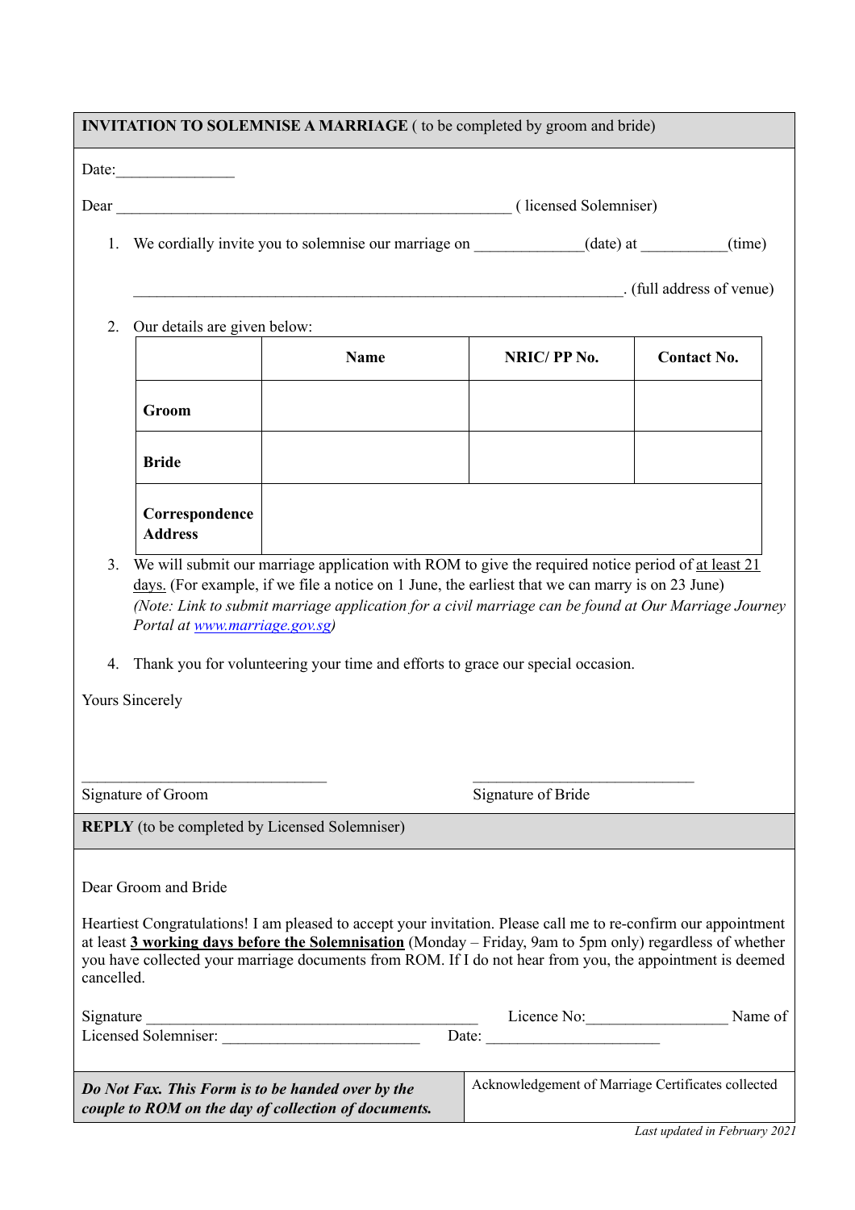**INVITATION TO SOLEMNISE A MARRIAGE** ( to be completed by groom and bride)

Date:_______________

Dear ___________________________________________________ ( licensed Solemniser)

1. We cordially invite you to solemnise our marriage on ______________(date) at ___________(time)

   ________________________________________________________________. (full address of venue)

2. Our details are given below:

| | Name | NRIC/ PP No. | Contact No. |
|---|---|---|---|
| **Groom** | | | |
| **Bride** | | | |
| **Correspondence Address** | | | |

3. We will submit our marriage application with ROM to give the required notice period of at least 21 days. (For example, if we file a notice on 1 June, the earliest that we can marry is on 23 June) *(Note: Link to submit marriage application for a civil marriage can be found at Our Marriage Journey Portal at [www.marriage.gov.sg](http://www.marriage.gov.sg))*

4. Thank you for volunteering your time and efforts to grace our special occasion.

Yours Sincerely

________________________________ Signature of Groom

______________________________ Signature of Bride

**REPLY** (to be completed by Licensed Solemniser)

Dear Groom and Bride

Heartiest Congratulations! I am pleased to accept your invitation. Please call me to re-confirm our appointment at least **3 working days before the Solemnisation** (Monday – Friday, 9am to 5pm only) regardless of whether you have collected your marriage documents from ROM. If I do not hear from you, the appointment is deemed cancelled.

Signature ____________________________________________ Licence No:__________________ Name of Licensed Solemniser: __________________________ Date: _______________________

| ***Do Not Fax. This Form is to be handed over by the couple to ROM on the day of collection of documents.*** | Acknowledgement of Marriage Certificates collected |
|---|---|

*Last updated in February 2021*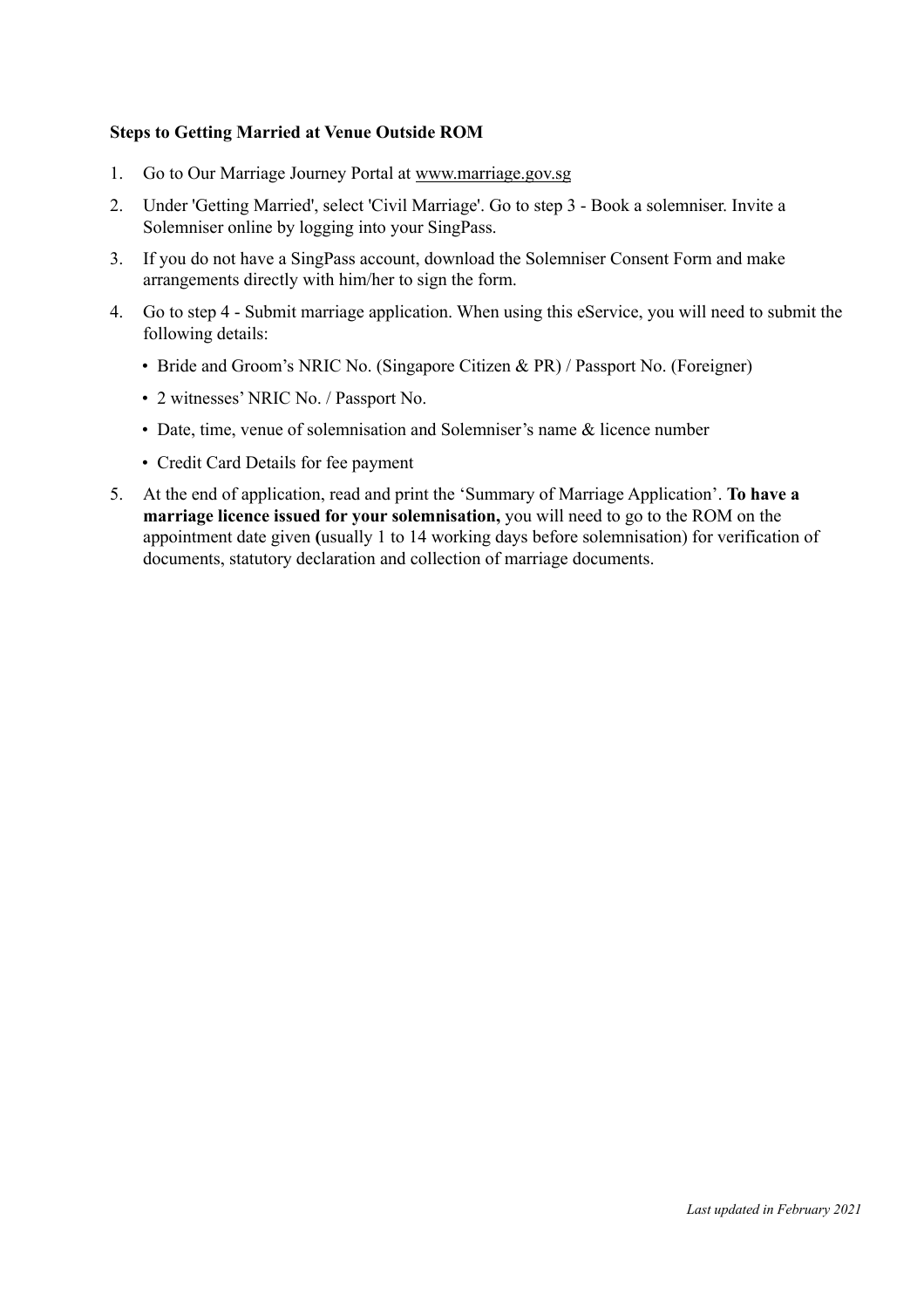**Steps to Getting Married at Venue Outside ROM**

1. Go to Our Marriage Journey Portal at www.marriage.gov.sg
2. Under 'Getting Married', select 'Civil Marriage'. Go to step 3 - Book a solemniser. Invite a Solemniser online by logging into your SingPass.
3. If you do not have a SingPass account, download the Solemniser Consent Form and make arrangements directly with him/her to sign the form.
4. Go to step 4 - Submit marriage application. When using this eService, you will need to submit the following details:
   - Bride and Groom's NRIC No. (Singapore Citizen & PR) / Passport No. (Foreigner)
   - 2 witnesses' NRIC No. / Passport No.
   - Date, time, venue of solemnisation and Solemniser's name & licence number
   - Credit Card Details for fee payment
5. At the end of application, read and print the 'Summary of Marriage Application'. **To have a marriage licence issued for your solemnisation,** you will need to go to the ROM on the appointment date given (usually 1 to 14 working days before solemnisation) for verification of documents, statutory declaration and collection of marriage documents.

*Last updated in February 2021*